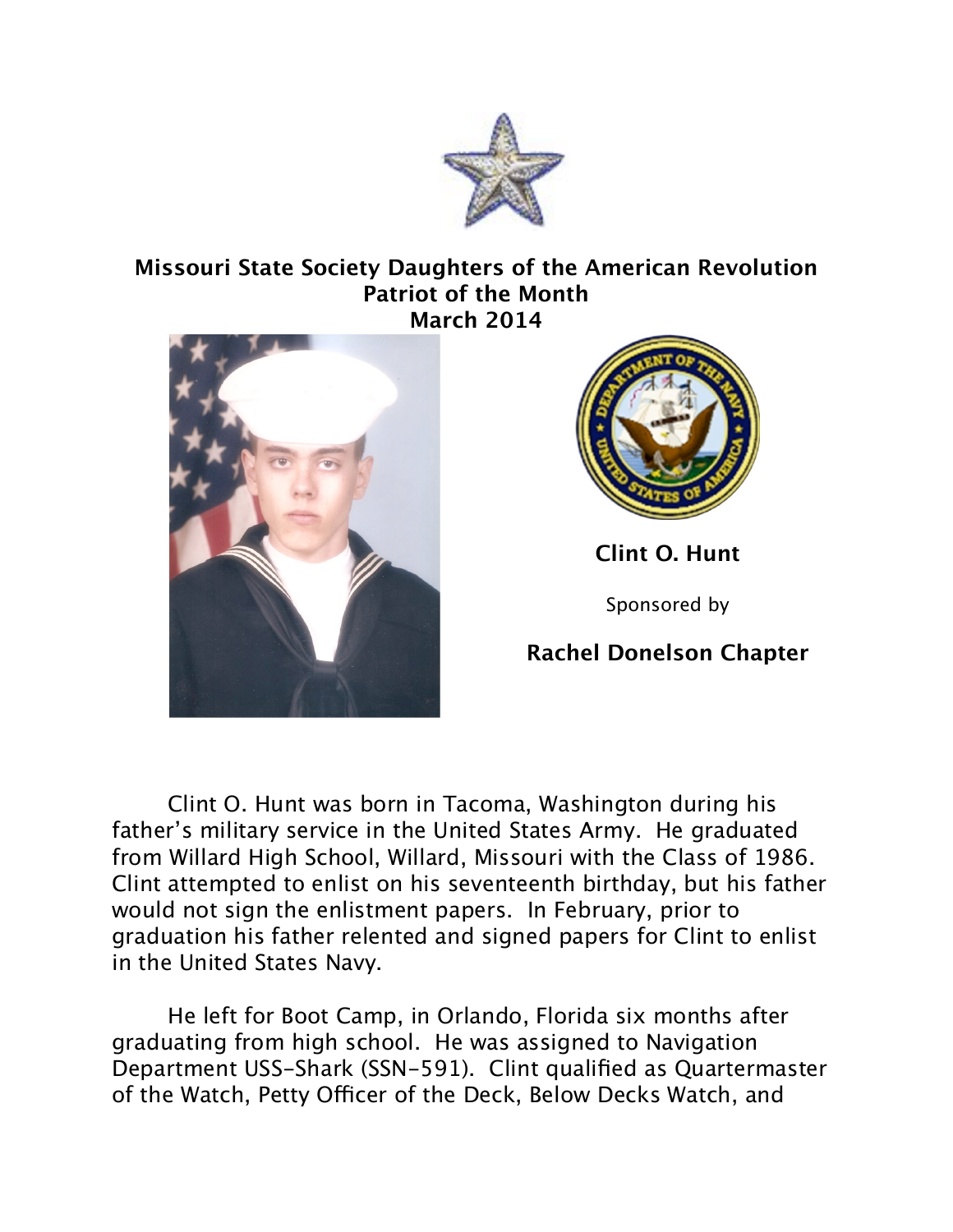**Missouri State Society Daughters of the American Revolution**
**Patriot of the Month**
**March 2014**

**Clint O. Hunt**

Sponsored by

**Rachel Donelson Chapter**

Clint O. Hunt was born in Tacoma, Washington during his father's military service in the United States Army. He graduated from Willard High School, Willard, Missouri with the Class of 1986. Clint attempted to enlist on his seventeenth birthday, but his father would not sign the enlistment papers. In February, prior to graduation his father relented and signed papers for Clint to enlist in the United States Navy.

He left for Boot Camp, in Orlando, Florida six months after graduating from high school. He was assigned to Navigation Department USS-Shark (SSN-591). Clint qualified as Quartermaster of the Watch, Petty Officer of the Deck, Below Decks Watch, and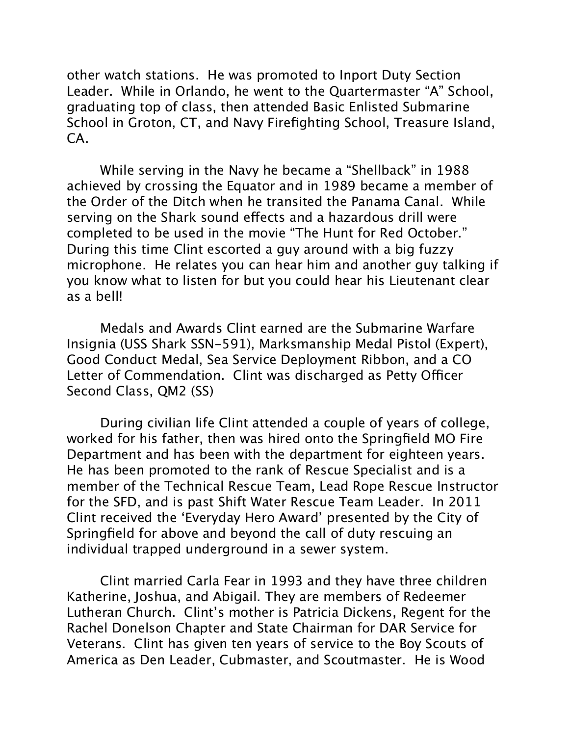other watch stations. He was promoted to Inport Duty Section Leader. While in Orlando, he went to the Quartermaster "A" School, graduating top of class, then attended Basic Enlisted Submarine School in Groton, CT, and Navy Firefighting School, Treasure Island, CA.

While serving in the Navy he became a "Shellback" in 1988 achieved by crossing the Equator and in 1989 became a member of the Order of the Ditch when he transited the Panama Canal. While serving on the Shark sound effects and a hazardous drill were completed to be used in the movie "The Hunt for Red October." During this time Clint escorted a guy around with a big fuzzy microphone. He relates you can hear him and another guy talking if you know what to listen for but you could hear his Lieutenant clear as a bell!

Medals and Awards Clint earned are the Submarine Warfare Insignia (USS Shark SSN-591), Marksmanship Medal Pistol (Expert), Good Conduct Medal, Sea Service Deployment Ribbon, and a CO Letter of Commendation. Clint was discharged as Petty Officer Second Class, QM2 (SS)

During civilian life Clint attended a couple of years of college, worked for his father, then was hired onto the Springfield MO Fire Department and has been with the department for eighteen years. He has been promoted to the rank of Rescue Specialist and is a member of the Technical Rescue Team, Lead Rope Rescue Instructor for the SFD, and is past Shift Water Rescue Team Leader. In 2011 Clint received the 'Everyday Hero Award' presented by the City of Springfield for above and beyond the call of duty rescuing an individual trapped underground in a sewer system.

Clint married Carla Fear in 1993 and they have three children Katherine, Joshua, and Abigail. They are members of Redeemer Lutheran Church. Clint's mother is Patricia Dickens, Regent for the Rachel Donelson Chapter and State Chairman for DAR Service for Veterans. Clint has given ten years of service to the Boy Scouts of America as Den Leader, Cubmaster, and Scoutmaster. He is Wood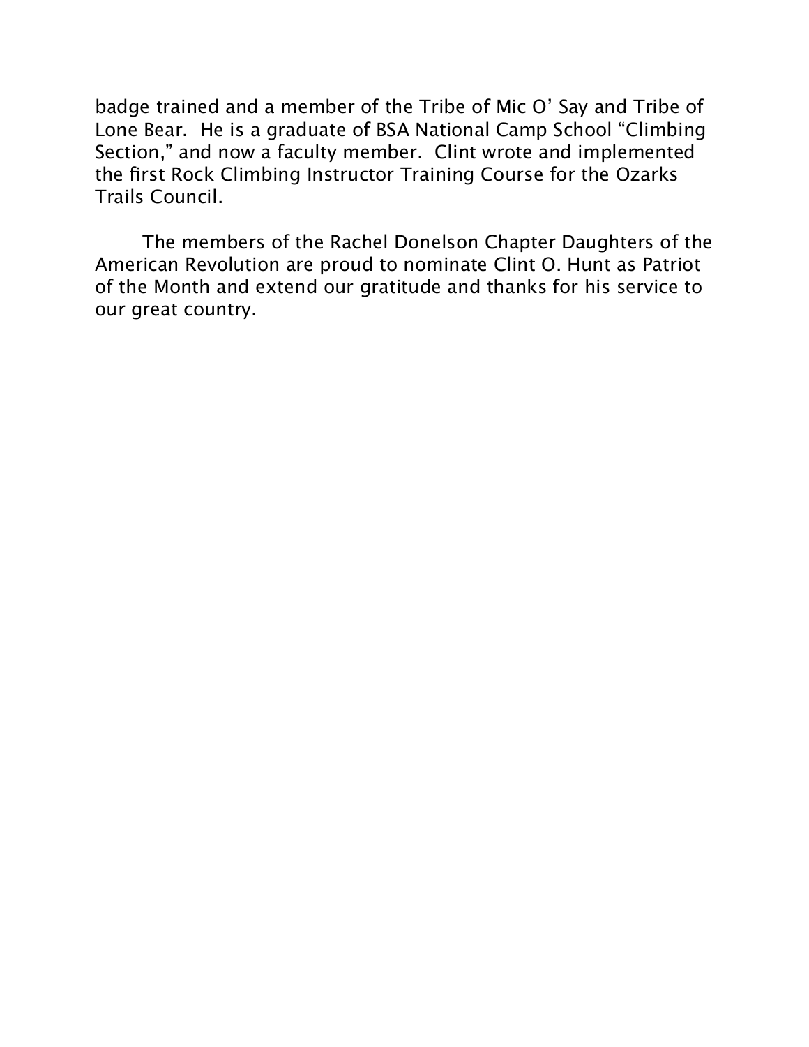badge trained and a member of the Tribe of Mic O' Say and Tribe of Lone Bear. He is a graduate of BSA National Camp School "Climbing Section," and now a faculty member. Clint wrote and implemented the first Rock Climbing Instructor Training Course for the Ozarks Trails Council.

The members of the Rachel Donelson Chapter Daughters of the American Revolution are proud to nominate Clint O. Hunt as Patriot of the Month and extend our gratitude and thanks for his service to our great country.